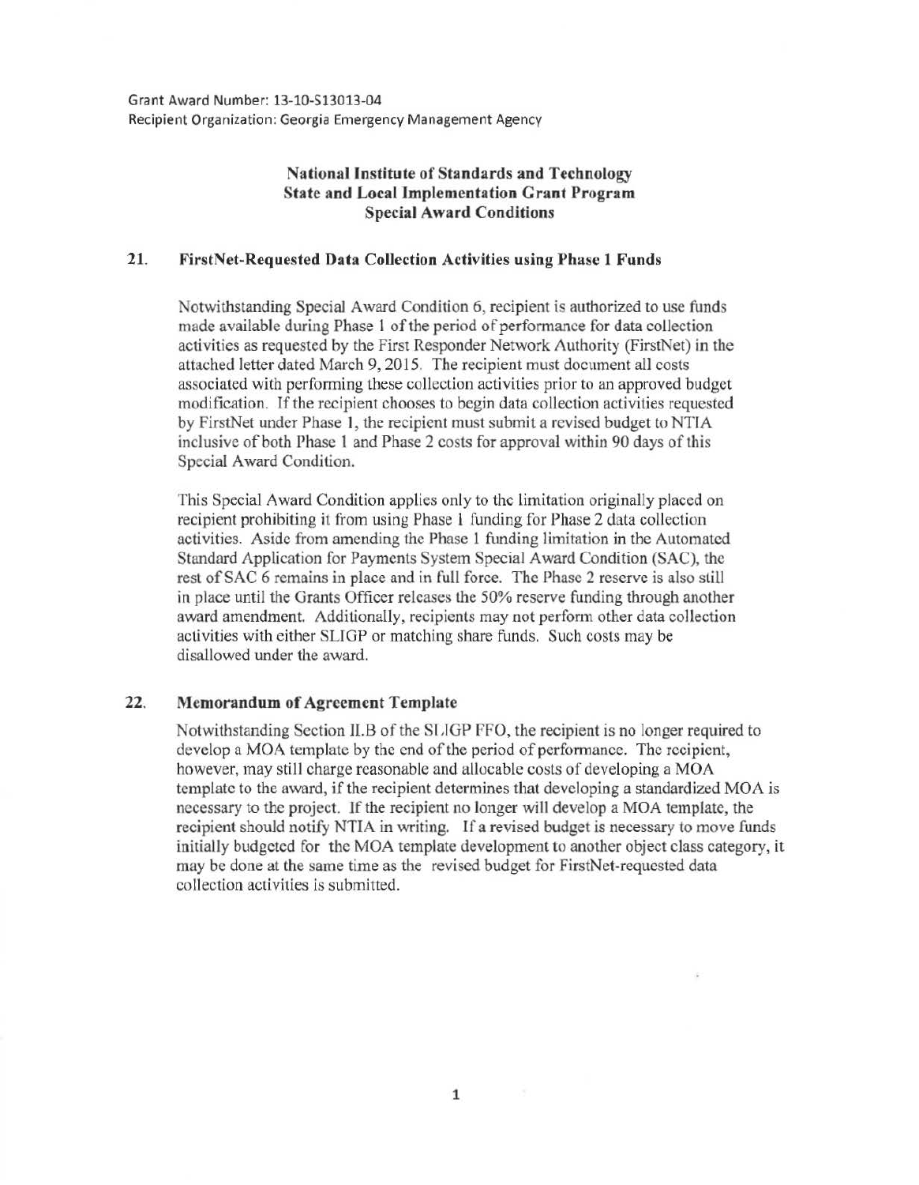Grant Award Number: 13-10-S13013-04
Recipient Organization: Georgia Emergency Management Agency

## National Institute of Standards and Technology
## State and Local Implementation Grant Program
## Special Award Conditions

### 21. FirstNet-Requested Data Collection Activities using Phase 1 Funds

Notwithstanding Special Award Condition 6, recipient is authorized to use funds made available during Phase 1 of the period of performance for data collection activities as requested by the First Responder Network Authority (FirstNet) in the attached letter dated March 9, 2015. The recipient must document all costs associated with performing these collection activities prior to an approved budget modification. If the recipient chooses to begin data collection activities requested by FirstNet under Phase 1, the recipient must submit a revised budget to NTIA inclusive of both Phase 1 and Phase 2 costs for approval within 90 days of this Special Award Condition.

This Special Award Condition applies only to the limitation originally placed on recipient prohibiting it from using Phase 1 funding for Phase 2 data collection activities. Aside from amending the Phase 1 funding limitation in the Automated Standard Application for Payments System Special Award Condition (SAC), the rest of SAC 6 remains in place and in full force. The Phase 2 reserve is also still in place until the Grants Officer releases the 50% reserve funding through another award amendment. Additionally, recipients may not perform other data collection activities with either SLIGP or matching share funds. Such costs may be disallowed under the award.

### 22. Memorandum of Agreement Template

Notwithstanding Section II.B of the SLIGP FFO, the recipient is no longer required to develop a MOA template by the end of the period of performance. The recipient, however, may still charge reasonable and allocable costs of developing a MOA template to the award, if the recipient determines that developing a standardized MOA is necessary to the project. If the recipient no longer will develop a MOA template, the recipient should notify NTIA in writing. If a revised budget is necessary to move funds initially budgeted for the MOA template development to another object class category, it may be done at the same time as the revised budget for FirstNet-requested data collection activities is submitted.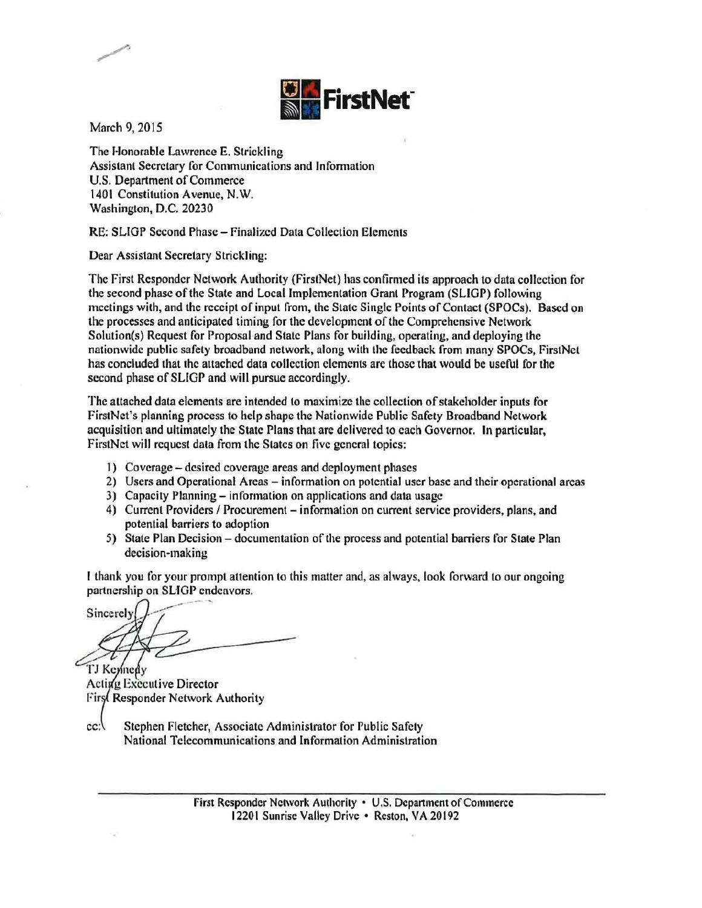FirstNet

March 9, 2015

The Honorable Lawrence E. Strickling
Assistant Secretary for Communications and Information
U.S. Department of Commerce
1401 Constitution Avenue, N.W.
Washington, D.C. 20230

RE: SLIGP Second Phase – Finalized Data Collection Elements

Dear Assistant Secretary Strickling:

The First Responder Network Authority (FirstNet) has confirmed its approach to data collection for the second phase of the State and Local Implementation Grant Program (SLIGP) following meetings with, and the receipt of input from, the State Single Points of Contact (SPOCs). Based on the processes and anticipated timing for the development of the Comprehensive Network Solution(s) Request for Proposal and State Plans for building, operating, and deploying the nationwide public safety broadband network, along with the feedback from many SPOCs, FirstNet has concluded that the attached data collection elements are those that would be useful for the second phase of SLIGP and will pursue accordingly.

The attached data elements are intended to maximize the collection of stakeholder inputs for FirstNet's planning process to help shape the Nationwide Public Safety Broadband Network acquisition and ultimately the State Plans that are delivered to each Governor. In particular, FirstNet will request data from the States on five general topics:

1) Coverage – desired coverage areas and deployment phases
2) Users and Operational Areas – information on potential user base and their operational areas
3) Capacity Planning – information on applications and data usage
4) Current Providers / Procurement – information on current service providers, plans, and potential barriers to adoption
5) State Plan Decision – documentation of the process and potential barriers for State Plan decision-making

I thank you for your prompt attention to this matter and, as always, look forward to our ongoing partnership on SLIGP endeavors.

Sincerely,

TJ Kennedy
Acting Executive Director
First Responder Network Authority

cc: Stephen Fletcher, Associate Administrator for Public Safety
National Telecommunications and Information Administration

First Responder Network Authority • U.S. Department of Commerce
12201 Sunrise Valley Drive • Reston, VA 20192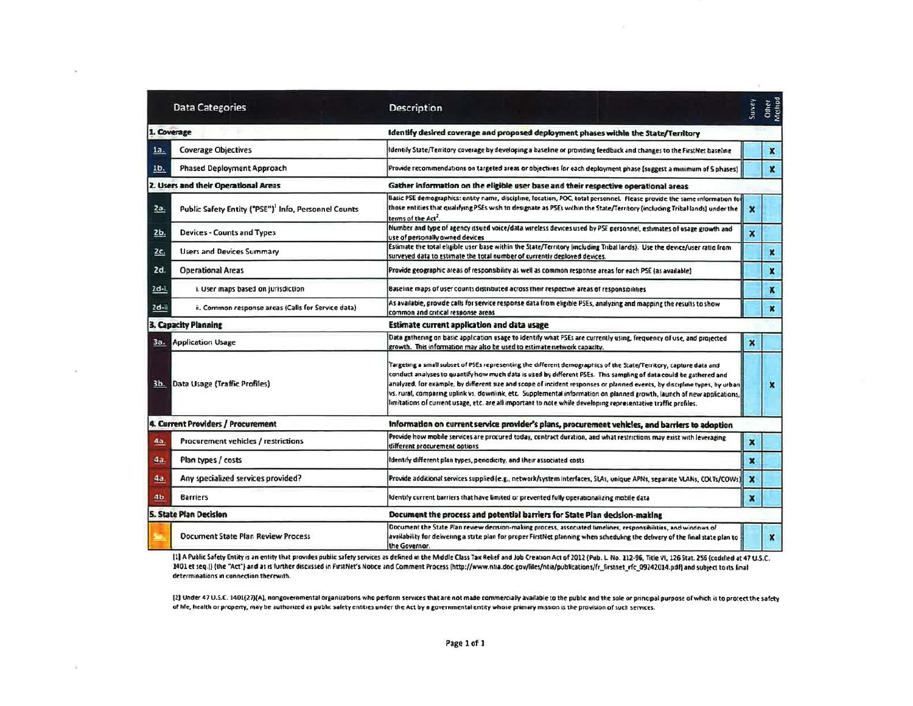| | Data Categories | Description | Survey | Other Method |
|---|---|---|---|---|
| **1. Coverage** | | **Identify desired coverage and proposed deployment phases within the State/Territory** | | |
| 1a. | Coverage Objectives | Identify State/Territory coverage by developing a baseline or providing feedback and changes to the FirstNet baseline | | X |
| 1b. | Phased Deployment Approach | Provide recommendations on targeted areas or objectives for each deployment phase (suggest a minimum of 5 phases) | | X |
| **2. Users and their Operational Areas** | | **Gather information on the eligible user base and their respective operational areas** | | |
| 2a. | Public Safety Entity ("PSE")[1] Info, Personnel Counts | Basic PSE demographics: entity name, discipline, location, POC, total personnel. Please provide the same information for those entities that qualifying PSEs wish to designate as PSEs within the State/Territory (including Tribal lands) under the terms of the Act[2]. | X | |
| 2b. | Devices - Counts and Types | Number and type of agency issued voice/data wireless devices used by PSE personnel, estimates of usage growth and use of personally owned devices | X | |
| 2c. | Users and Devices Summary | Estimate the total eligible user base within the State/Territory (including Tribal lands). Use the device/user ratio from surveyed data to estimate the total number of currently deployed devices. | | X |
| 2d. | Operational Areas | Provide geographic areas of responsibility as well as common response areas for each PSE (as available) | | X |
| 2d-i. | i. User maps based on jurisdiction | Baseline maps of user counts distributed across their respective areas of responsibilities | | X |
| 2d-ii | ii. Common response areas (Calls for Service data) | As available, provide calls for service response data from eligible PSEs, analyzing and mapping the results to show common and critical response areas | | X |
| **3. Capacity Planning** | | **Estimate current application and data usage** | | |
| 3a. | Application Usage | Data gathering on basic application usage to identify what PSEs are currently using, frequency of use, and projected growth. This information may also be used to estimate network capacity. | X | |
| 3b. | Data Usage (Traffic Profiles) | Targeting a small subset of PSEs representing the different demographics of the State/Territory, capture data and conduct analyses to quantify how much data is used by different PSEs. This sampling of data could be gathered and analyzed, for example, by different size and scope of incident responses or planned events, by discipline types, by urban vs. rural, comparing uplink vs. downlink, etc. Supplemental information on planned growth, launch of new applications, limitations of current usage, etc. are all important to note while developing representative traffic profiles. | | X |
| **4. Current Providers / Procurement** | | **Information on current service provider's plans, procurement vehicles, and barriers to adoption** | | |
| 4a. | Procurement vehicles / restrictions | Provide how mobile services are procured today, contract duration, and what restrictions may exist with leveraging different procurement options | X | |
| 4a. | Plan types / costs | Identify different plan types, periodicity, and their associated costs | X | |
| 4a. | Any specialized services provided? | Provide additional services supplied (e.g., network/system interfaces, SLAs, unique APNs, separate VLANs, COLTs/COWs) | X | |
| 4b. | Barriers | Identify current barriers that have limited or prevented fully operationalizing mobile data | X | |
| **5. State Plan Decision** | | **Document the process and potential barriers for State Plan decision-making** | | |
| 5a. | Document State Plan Review Process | Document the State Plan review decision-making process, associated timelines, responsibilities, and windows of availability for delivering a state plan for proper FirstNet planning when scheduling the delivery of the final state plan to the Governor. | | X |

[1] A Public Safety Entity is an entity that provides public safety services as defined in the Middle Class Tax Relief and Job Creation Act of 2012 (Pub. L. No. 112-96, Title VI, 126 Stat. 256 (codified at 47 U.S.C. 1401 et seq.)) (the "Act") and as is further discussed in FirstNet's Notice and Comment Process (http://www.ntia.doc.gov/files/ntia/publications/fr_firstnet_rfc_09242014.pdf) and subject to its final determinations in connection therewith.

[2] Under 47 U.S.C. 1401(27)(A), nongovernmental organizations who perform services that are not made commercially available to the public and the sole or principal purpose of which is to protect the safety of life, health or property, may be authorized as public safety entities under the Act by a governmental entity whose primary mission is the provision of such services.